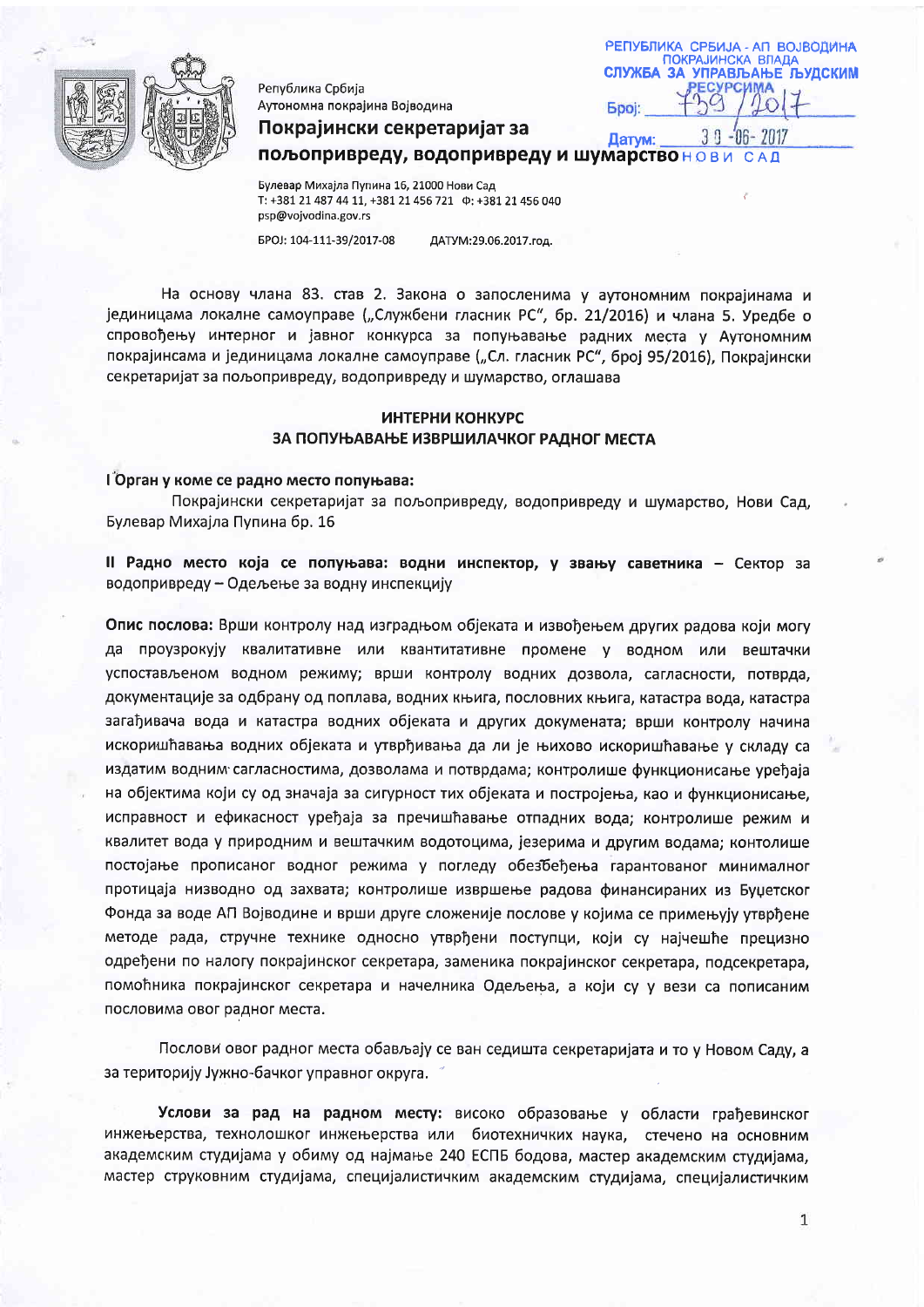Република Србија
Аутономна покрајина Војводина

**Покрајински секретаријат за пољопривреду, водопривреду и шумарство** НОВИ САД

РЕПУБЛИКА СРБИЈА - АП ВОЈВОДИНА
ПОКРАЈИНСКА ВЛАДА
СЛУЖБА ЗА УПРАВЉАЊЕ ЉУДСКИМ РЕСУРСИМА
Број: 739 / 2017
Датум: 30-06-2017

Булевар Михајла Пупина 16, 21000 Нови Сад
Т: +381 21 487 44 11, +381 21 456 721 Ф: +381 21 456 040
psp@vojvodina.gov.rs

БРОЈ: 104-111-39/2017-08 ДАТУМ:29.06.2017.год.

На основу члана 83. став 2. Закона о запосленима у аутономним покрајинама и јединицама локалне самоуправе („Службени гласник РС", бр. 21/2016) и члана 5. Уредбе о спровођењу интерног и јавног конкурса за попуњавање радних места у Аутономним покрајинсама и јединицама локалне самоуправе („Сл. гласник РС", број 95/2016), Покрајински секретаријат за пољопривреду, водопривреду и шумарство, оглашава

## ИНТЕРНИ КОНКУРС ЗА ПОПУЊАВАЊЕ ИЗВРШИЛАЧКОГ РАДНОГ МЕСТА

**I Орган у коме се радно место попуњава:**

Покрајински секретаријат за пољопривреду, водопривреду и шумарство, Нови Сад, Булевар Михајла Пупина бр. 16

**II Радно место која се попуњава: водни инспектор, у звању саветника** – Сектор за водопривреду – Одељење за водну инспекцију

**Опис послова:** Врши контролу над изградњом објеката и извођењем других радова који могу да проузрокују квалитативне или квантитативне промене у водном или вештачки успостављеном водном режиму; врши контролу водних дозвола, сагласности, потврда, документације за одбрану од поплава, водних књига, пословних књига, катастра вода, катастра загађивача вода и катастра водних објеката и других докумената; врши контролу начина искоришћавања водних објеката и утврђивања да ли је њихово искоришћавање у складу са издатим водним сагласностима, дозволама и потврдама; контролише функционисање уређаја на објектима који су од значаја за сигурност тих објеката и постројења, као и функционисање, исправност и ефикасност уређаја за пречишћавање отпадних вода; контролише режим и квалитет вода у природним и вештачким водотоцима, језерима и другим водама; контолише постојање прописаног водног режима у погледу обезбеђења гарантованог минималног протицаја низводно од захвата; контролише извршење радова финансираних из Буџетског Фонда за воде АП Војводине и врши друге сложеније послове у којима се примењују утврђене методе рада, стручне технике односно утврђени поступци, који су најчешће прецизно одређени по налогу покрајинског секретара, заменика покрајинског секретара, подсекретара, помоћника покрајинског секретара и начелника Одељења, а који су у вези са пописаним пословима овог радног места.

Послови овог радног места обављају се ван седишта секретаријата и то у Новом Саду, а за територију Јужно-бачког управног округа.

**Услови за рад на радном месту:** високо образовање у области грађевинског инжењерства, технолошког инжењерства или биотехничких наука, стечено на основним академским студијама у обиму од најмање 240 ЕСПБ бодова, мастер академским студијама, мастер струковним студијама, специјалистичким академским студијама, специјалистичким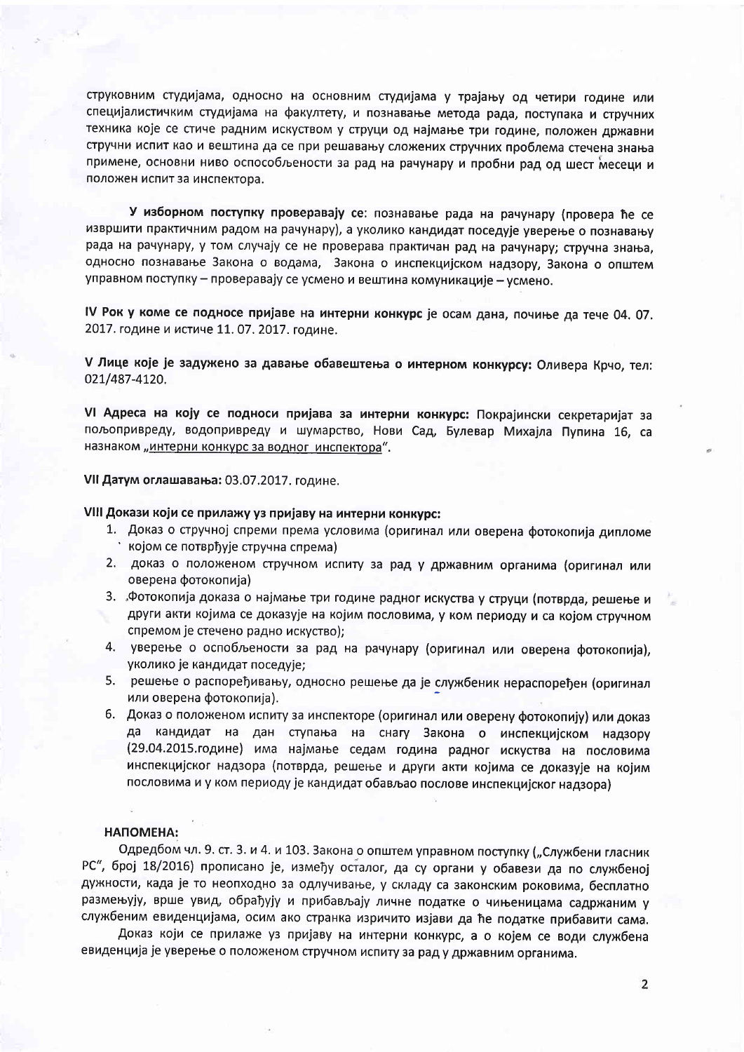струковним студијама, односно на основним студијама у трајању од четири године или специјалистичким студијама на факултету, и познавање метода рада, поступака и стручних техника које се стиче радним искуством у струци од најмање три године, положен државни стручни испит као и вештина да се при решавању сложених стручних проблема стечена знања примене, основни ниво оспособљености за рад на рачунару и пробни рад од шест месеци и положен испит за инспектора.

**У изборном поступку проверавају се**: познавање рада на рачунару (провера ће се извршити практичним радом на рачунару), а уколико кандидат поседује уверење о познавању рада на рачунару, у том случају се не проверава практичан рад на рачунару; стручна знања, односно познавање Закона о водама, Закона о инспекцијском надзору, Закона о општем управном поступку – проверавају се усмено и вештина комуникације – усмено.

**IV Рок у коме се подносе пријаве на интерни конкурс** је осам дана, почиње да тече 04. 07. 2017. године и истиче 11. 07. 2017. године.

**V Лице које је задужено за давање обавештења о интерном конкурсу:** Оливера Крчо, тел: 021/487-4120.

**VI Адреса на коју се подноси пријава за интерни конкурс:** Покрајински секретаријат за пољопривреду, водопривреду и шумарство, Нови Сад, Булевар Михајла Пупина 16, са назнаком „интерни конкурс за водног инспектора".

**VII Датум оглашавања:** 03.07.2017. године.

**VIII Докази који се прилажу уз пријаву на интерни конкурс:**

1. Доказ о стручној спреми према условима (оригинал или оверена фотокопија дипломе којом се потврђује стручна спрема)
2. доказ о положеном стручном испиту за рад у државним органима (оригинал или оверена фотокопија)
3. Фотокопија доказа о најмање три године радног искуства у струци (потврда, решење и други акти којима се доказује на којим пословима, у ком периоду и са којом стручном спремом је стечено радно искуство);
4. уверење о оспособљености за рад на рачунару (оригинал или оверена фотокопија), уколико је кандидат поседује;
5. решење о распоређивању, односно решење да је службеник нераспоређен (оригинал или оверена фотокопија).
6. Доказ о положеном испиту за инспекторе (оригинал или оверену фотокопију) или доказ да кандидат на дан ступања на снагу Закона о инспекцијском надзору (29.04.2015.године) има најмање седам година радног искуства на пословима инспекцијског надзора (потврда, решење и други акти којима се доказује на којим пословима и у ком периоду је кандидат обављао послове инспекцијског надзора)

**НАПОМЕНА:**

Одредбом чл. 9. ст. 3. и 4. и 103. Закона о општем управном поступку („Службени гласник РС", број 18/2016) прописано је, између осталог, да су органи у обавези да по службеној дужности, када је то неопходно за одлучивање, у складу са законским роковима, бесплатно размењују, врше увид, обрађују и прибављају личне податке о чињеницама садржаним у службеним евиденцијама, осим ако странка изричито изјави да ће податке прибавити сама.

Доказ који се прилаже уз пријаву на интерни конкурс, а о којем се води службена евиденција је уверење о положеном стручном испиту за рад у државним органима.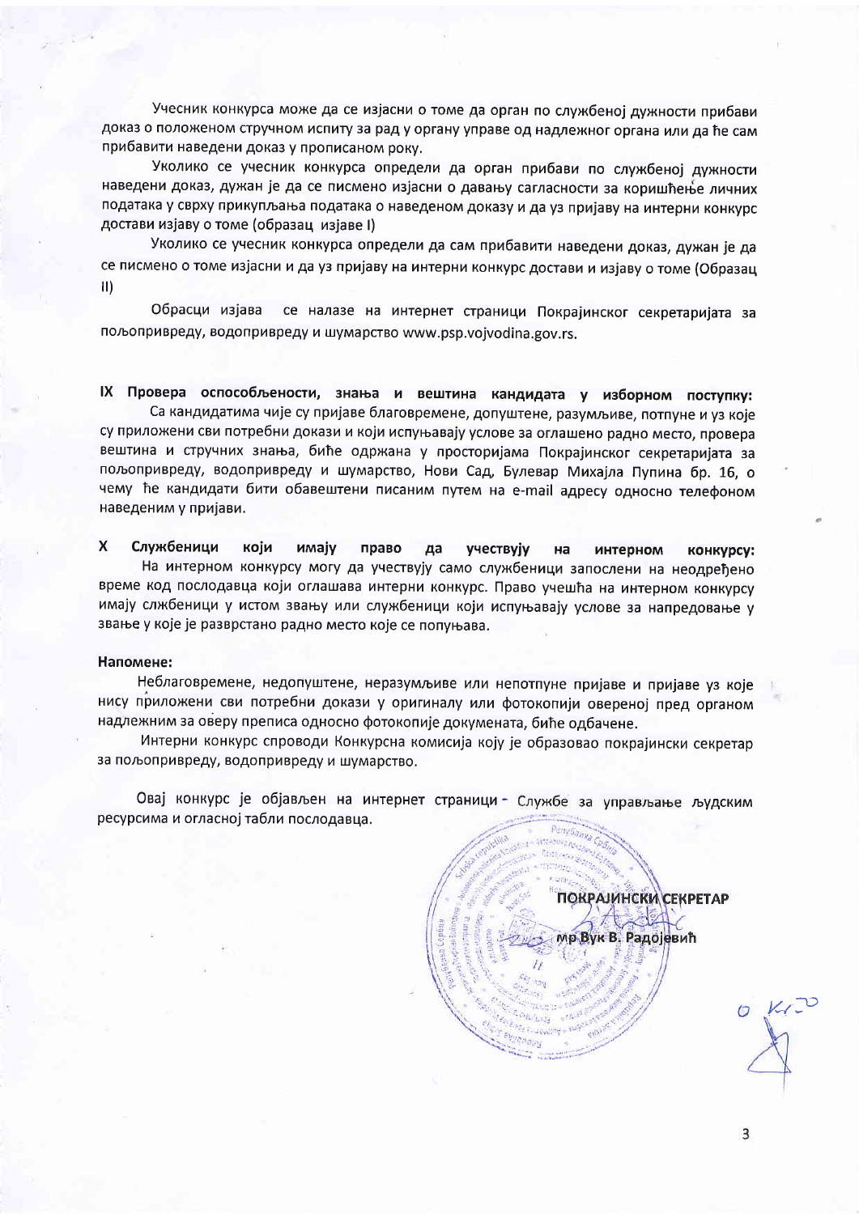Учесник конкурса може да се изјасни о томе да орган по службеној дужности прибави доказ о положеном стручном испиту за рад у органу управе од надлежног органа или да ће сам прибавити наведени доказ у прописаном року.

Уколико се учесник конкурса определи да орган прибави по службеној дужности наведени доказ, дужан је да се писмено изјасни о давању сагласности за коришћење личних података у сврху прикупљања података о наведеном доказу и да уз пријаву на интерни конкурс достави изјаву о томе (образац изјаве I)

Уколико се учесник конкурса определи да сам прибавити наведени доказ, дужан је да се писмено о томе изјасни и да уз пријаву на интерни конкурс достави и изјаву о томе (Образац II)

Обрасци изјава се налазе на интернет страници Покрајинског секретаријата за пољопривреду, водопривреду и шумарство www.psp.vojvodina.gov.rs.

**IX Провера оспособљености, знања и вештина кандидата у изборном поступку:**

Са кандидатима чије су пријаве благовремене, допуштене, разумљиве, потпуне и уз које су приложени сви потребни докази и који испуњавају услове за оглашено радно место, провера вештина и стручних знања, биће одржана у просторијама Покрајинског секретаријата за пољопривреду, водопривреду и шумарство, Нови Сад, Булевар Михајла Пупина бр. 16, о чему ће кандидати бити обавештени писаним путем на e-mail адресу односно телефоном наведеним у пријави.

**X Службеници који имају право да учествују на интерном конкурсу:**

На интерном конкурсу могу да учествују само службеници запослени на неодређено време код послодавца који оглашава интерни конкурс. Право учешћа на интерном конкурсу имају слжбеници у истом звању или службеници који испуњавају услове за напредовање у звање у које је разврстано радно место које се попуњава.

**Напомене:**

Неблаговремене, недопуштене, неразумљиве или непотпуне пријаве и пријаве уз које нису приложени сви потребни докази у оригиналу или фотокопији овереној пред органом надлежним за оверу преписа односно фотокопије докумената, биће одбачене.

Интерни конкурс спроводи Конкурсна комисија коју је образовао покрајински секретар за пољопривреду, водопривреду и шумарство.

Овај конкурс је објављен на интернет страници - Службе за управљање људским ресурсима и огласној табли послодавца.

**ПОКРАЈИНСКИ СЕКРЕТАР**

**мр Вук В. Радојевић**